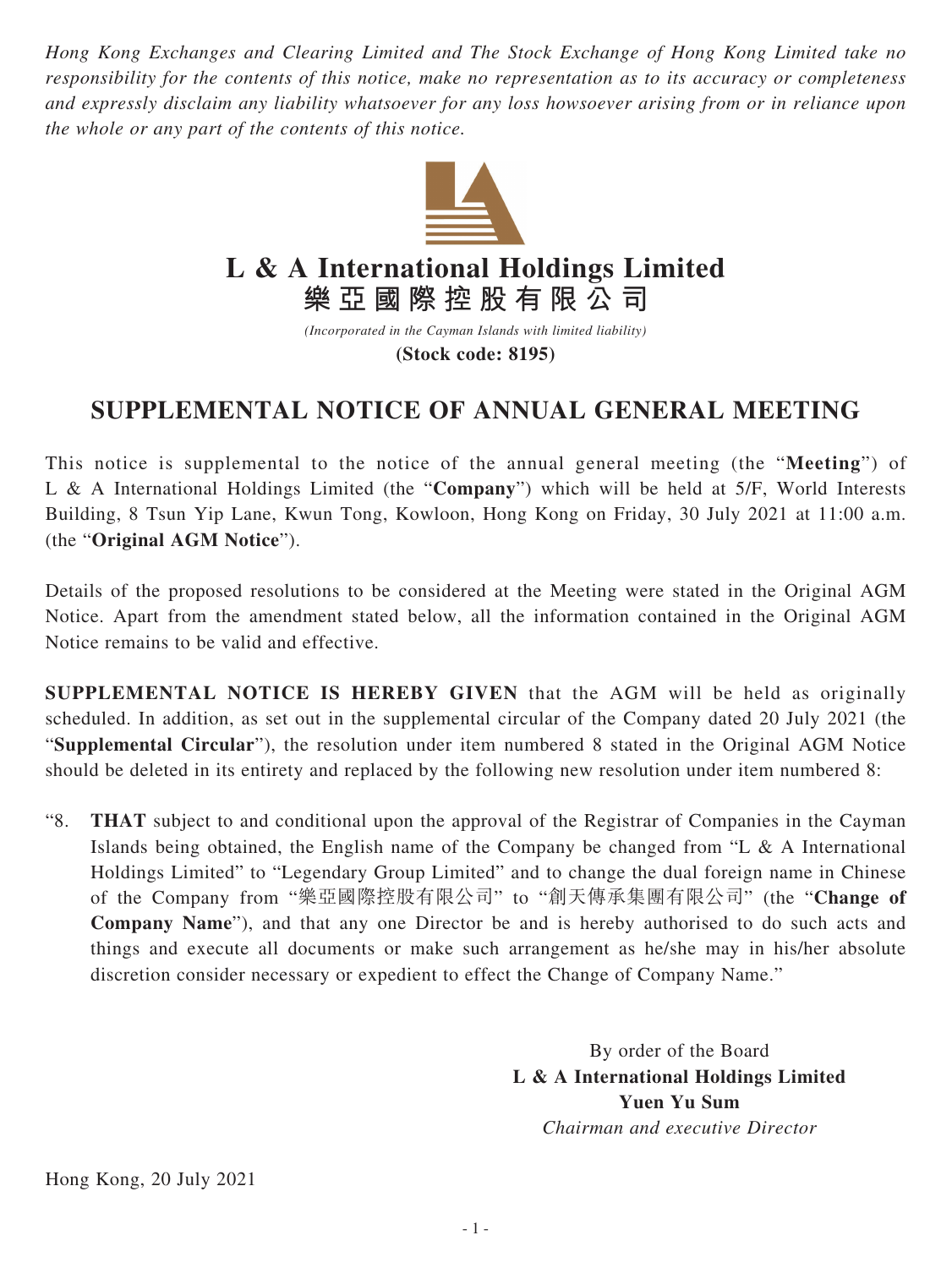*Hong Kong Exchanges and Clearing Limited and The Stock Exchange of Hong Kong Limited take no responsibility for the contents of this notice, make no representation as to its accuracy or completeness and expressly disclaim any liability whatsoever for any loss howsoever arising from or in reliance upon the whole or any part of the contents of this notice.*

# L & A International Holdings Limited
# 樂亞國際控股有限公司

*(Incorporated in the Cayman Islands with limited liability)*

**(Stock code: 8195)**

## SUPPLEMENTAL NOTICE OF ANNUAL GENERAL MEETING

This notice is supplemental to the notice of the annual general meeting (the "**Meeting**") of L & A International Holdings Limited (the "**Company**") which will be held at 5/F, World Interests Building, 8 Tsun Yip Lane, Kwun Tong, Kowloon, Hong Kong on Friday, 30 July 2021 at 11:00 a.m. (the "**Original AGM Notice**").

Details of the proposed resolutions to be considered at the Meeting were stated in the Original AGM Notice. Apart from the amendment stated below, all the information contained in the Original AGM Notice remains to be valid and effective.

**SUPPLEMENTAL NOTICE IS HEREBY GIVEN** that the AGM will be held as originally scheduled. In addition, as set out in the supplemental circular of the Company dated 20 July 2021 (the "**Supplemental Circular**"), the resolution under item numbered 8 stated in the Original AGM Notice should be deleted in its entirety and replaced by the following new resolution under item numbered 8:

"8. **THAT** subject to and conditional upon the approval of the Registrar of Companies in the Cayman Islands being obtained, the English name of the Company be changed from "L & A International Holdings Limited" to "Legendary Group Limited" and to change the dual foreign name in Chinese of the Company from "樂亞國際控股有限公司" to "創天傳承集團有限公司" (the "**Change of Company Name**"), and that any one Director be and is hereby authorised to do such acts and things and execute all documents or make such arrangement as he/she may in his/her absolute discretion consider necessary or expedient to effect the Change of Company Name."

By order of the Board
**L & A International Holdings Limited**
**Yuen Yu Sum**
*Chairman and executive Director*

Hong Kong, 20 July 2021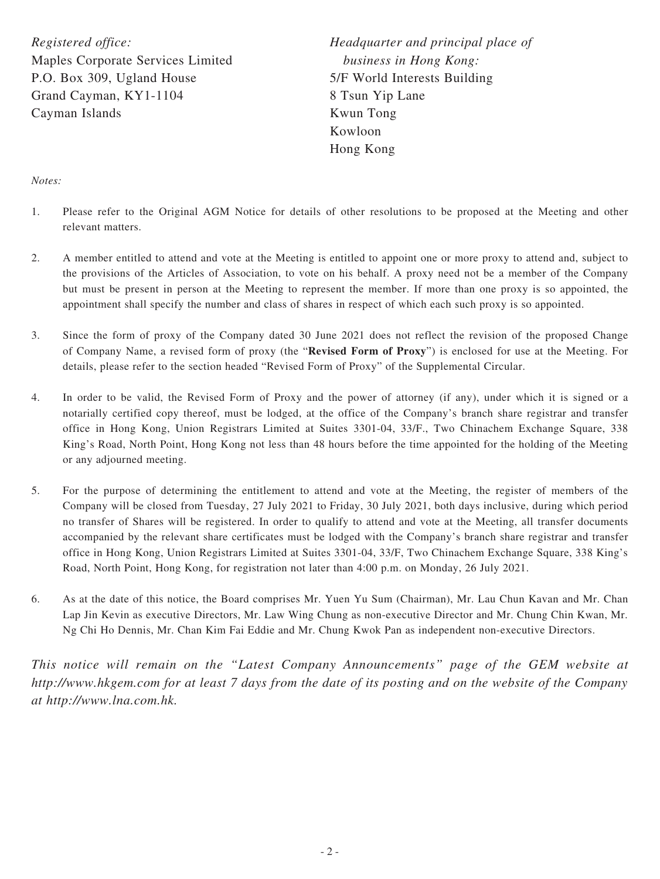*Registered office:*
Maples Corporate Services Limited
P.O. Box 309, Ugland House
Grand Cayman, KY1-1104
Cayman Islands

*Headquarter and principal place of business in Hong Kong:*
5/F World Interests Building
8 Tsun Yip Lane
Kwun Tong
Kowloon
Hong Kong

*Notes:*

1. Please refer to the Original AGM Notice for details of other resolutions to be proposed at the Meeting and other relevant matters.

2. A member entitled to attend and vote at the Meeting is entitled to appoint one or more proxy to attend and, subject to the provisions of the Articles of Association, to vote on his behalf. A proxy need not be a member of the Company but must be present in person at the Meeting to represent the member. If more than one proxy is so appointed, the appointment shall specify the number and class of shares in respect of which each such proxy is so appointed.

3. Since the form of proxy of the Company dated 30 June 2021 does not reflect the revision of the proposed Change of Company Name, a revised form of proxy (the "**Revised Form of Proxy**") is enclosed for use at the Meeting. For details, please refer to the section headed "Revised Form of Proxy" of the Supplemental Circular.

4. In order to be valid, the Revised Form of Proxy and the power of attorney (if any), under which it is signed or a notarially certified copy thereof, must be lodged, at the office of the Company's branch share registrar and transfer office in Hong Kong, Union Registrars Limited at Suites 3301-04, 33/F., Two Chinachem Exchange Square, 338 King's Road, North Point, Hong Kong not less than 48 hours before the time appointed for the holding of the Meeting or any adjourned meeting.

5. For the purpose of determining the entitlement to attend and vote at the Meeting, the register of members of the Company will be closed from Tuesday, 27 July 2021 to Friday, 30 July 2021, both days inclusive, during which period no transfer of Shares will be registered. In order to qualify to attend and vote at the Meeting, all transfer documents accompanied by the relevant share certificates must be lodged with the Company's branch share registrar and transfer office in Hong Kong, Union Registrars Limited at Suites 3301-04, 33/F, Two Chinachem Exchange Square, 338 King's Road, North Point, Hong Kong, for registration not later than 4:00 p.m. on Monday, 26 July 2021.

6. As at the date of this notice, the Board comprises Mr. Yuen Yu Sum (Chairman), Mr. Lau Chun Kavan and Mr. Chan Lap Jin Kevin as executive Directors, Mr. Law Wing Chung as non-executive Director and Mr. Chung Chin Kwan, Mr. Ng Chi Ho Dennis, Mr. Chan Kim Fai Eddie and Mr. Chung Kwok Pan as independent non-executive Directors.

*This notice will remain on the "Latest Company Announcements" page of the GEM website at http://www.hkgem.com for at least 7 days from the date of its posting and on the website of the Company at http://www.lna.com.hk.*